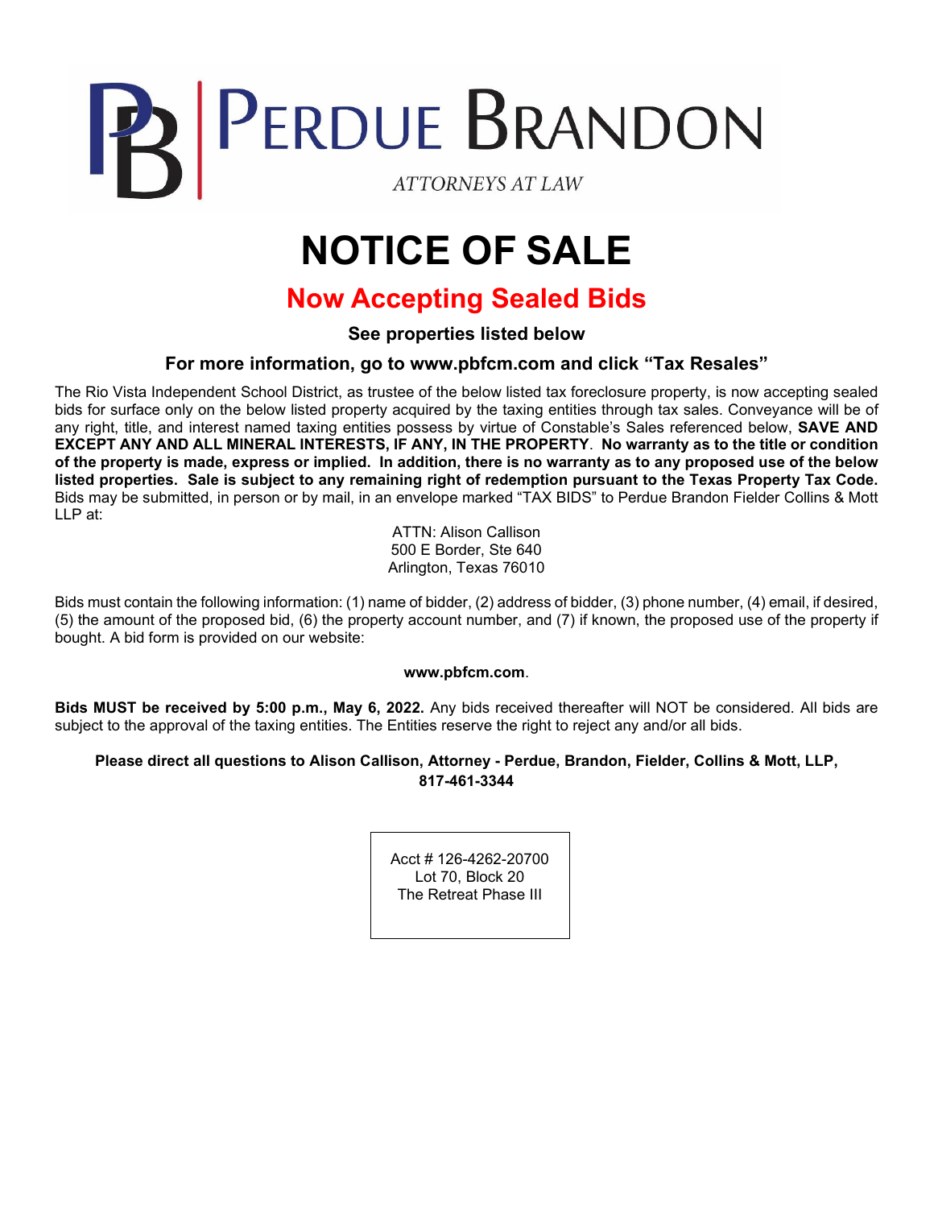PERDUE BRANDON

ATTORNEYS AT LAW

# NOTICE OF SALE

## Now Accepting Sealed Bids

**See properties listed below**

**For more information, go to www.pbfcm.com and click "Tax Resales"**

The Rio Vista Independent School District, as trustee of the below listed tax foreclosure property, is now accepting sealed bids for surface only on the below listed property acquired by the taxing entities through tax sales. Conveyance will be of any right, title, and interest named taxing entities possess by virtue of Constable's Sales referenced below, **SAVE AND EXCEPT ANY AND ALL MINERAL INTERESTS, IF ANY, IN THE PROPERTY**. **No warranty as to the title or condition of the property is made, express or implied. In addition, there is no warranty as to any proposed use of the below listed properties. Sale is subject to any remaining right of redemption pursuant to the Texas Property Tax Code.** Bids may be submitted, in person or by mail, in an envelope marked "TAX BIDS" to Perdue Brandon Fielder Collins & Mott LLP at:

ATTN: Alison Callison
500 E Border, Ste 640
Arlington, Texas 76010

Bids must contain the following information: (1) name of bidder, (2) address of bidder, (3) phone number, (4) email, if desired, (5) the amount of the proposed bid, (6) the property account number, and (7) if known, the proposed use of the property if bought. A bid form is provided on our website:

**www.pbfcm.com**.

**Bids MUST be received by 5:00 p.m., May 6, 2022.** Any bids received thereafter will NOT be considered. All bids are subject to the approval of the taxing entities. The Entities reserve the right to reject any and/or all bids.

**Please direct all questions to Alison Callison, Attorney - Perdue, Brandon, Fielder, Collins & Mott, LLP, 817-461-3344**

Acct # 126-4262-20700
Lot 70, Block 20
The Retreat Phase III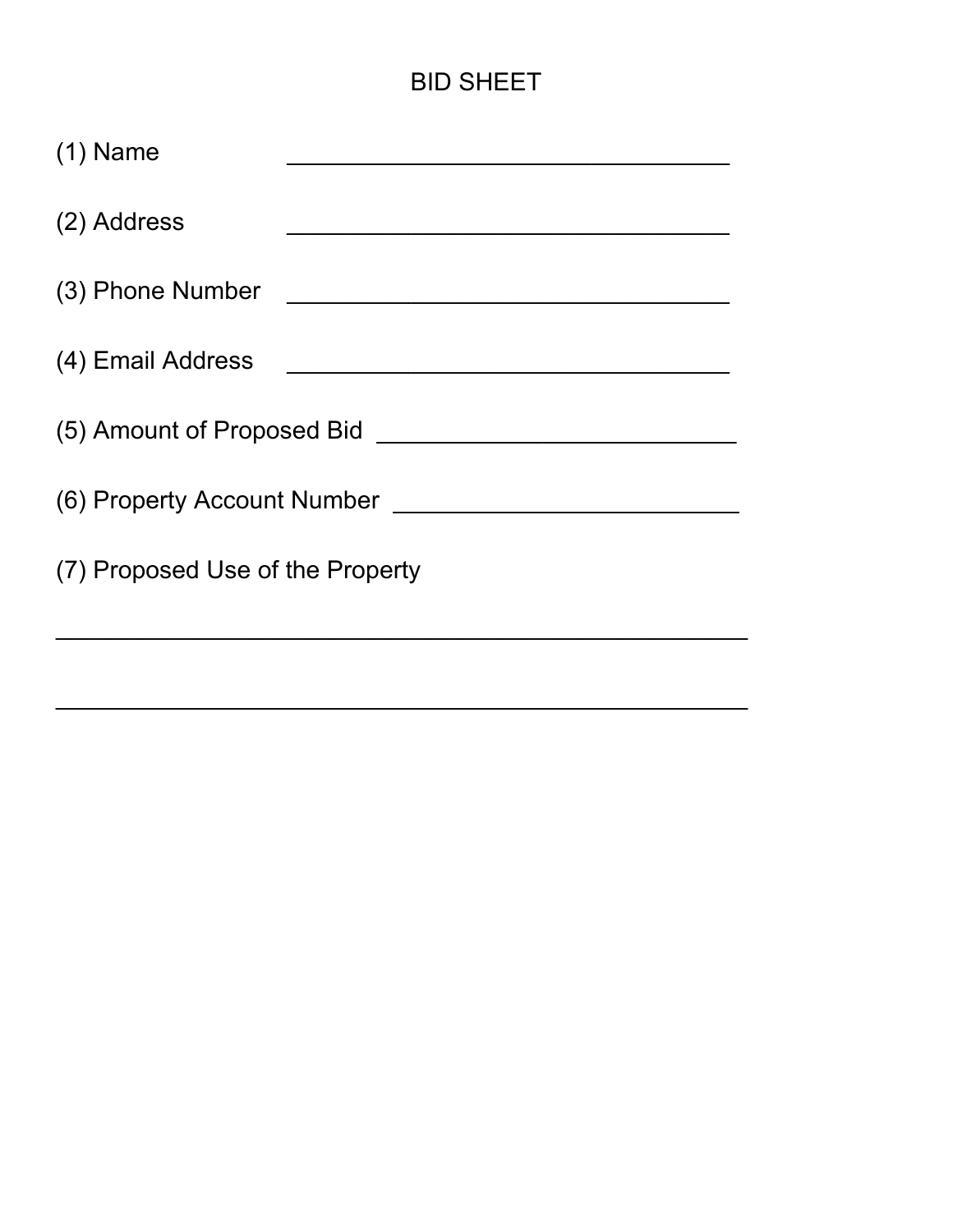# BID SHEET

(1) Name ________________________________

(2) Address ________________________________

(3) Phone Number ________________________________

(4) Email Address ________________________________

(5) Amount of Proposed Bid __________________________

(6) Property Account Number _________________________

(7) Proposed Use of the Property

___________________________________________________

___________________________________________________